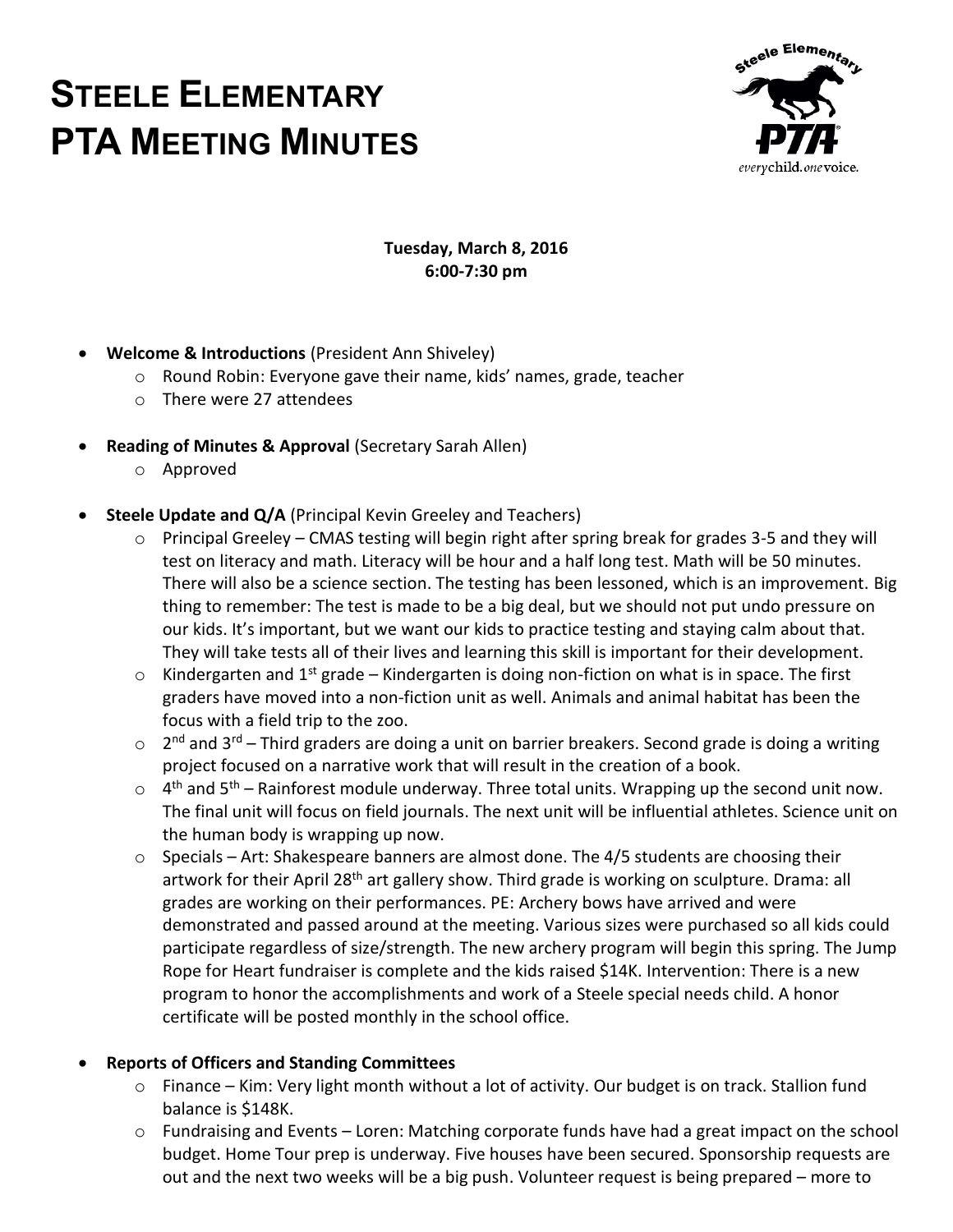# Steele Elementary PTA Meeting Minutes

**Tuesday, March 8, 2016**
**6:00-7:30 pm**

- **Welcome & Introductions** (President Ann Shiveley)
  - Round Robin: Everyone gave their name, kids' names, grade, teacher
  - There were 27 attendees
- **Reading of Minutes & Approval** (Secretary Sarah Allen)
  - Approved
- **Steele Update and Q/A** (Principal Kevin Greeley and Teachers)
  - Principal Greeley – CMAS testing will begin right after spring break for grades 3-5 and they will test on literacy and math. Literacy will be hour and a half long test. Math will be 50 minutes. There will also be a science section. The testing has been lessoned, which is an improvement. Big thing to remember: The test is made to be a big deal, but we should not put undo pressure on our kids. It's important, but we want our kids to practice testing and staying calm about that. They will take tests all of their lives and learning this skill is important for their development.
  - Kindergarten and 1st grade – Kindergarten is doing non-fiction on what is in space. The first graders have moved into a non-fiction unit as well. Animals and animal habitat has been the focus with a field trip to the zoo.
  - 2nd and 3rd – Third graders are doing a unit on barrier breakers. Second grade is doing a writing project focused on a narrative work that will result in the creation of a book.
  - 4th and 5th – Rainforest module underway. Three total units. Wrapping up the second unit now. The final unit will focus on field journals. The next unit will be influential athletes. Science unit on the human body is wrapping up now.
  - Specials – Art: Shakespeare banners are almost done. The 4/5 students are choosing their artwork for their April 28th art gallery show. Third grade is working on sculpture. Drama: all grades are working on their performances. PE: Archery bows have arrived and were demonstrated and passed around at the meeting. Various sizes were purchased so all kids could participate regardless of size/strength. The new archery program will begin this spring. The Jump Rope for Heart fundraiser is complete and the kids raised $14K. Intervention: There is a new program to honor the accomplishments and work of a Steele special needs child. A honor certificate will be posted monthly in the school office.
- **Reports of Officers and Standing Committees**
  - Finance – Kim: Very light month without a lot of activity. Our budget is on track. Stallion fund balance is $148K.
  - Fundraising and Events – Loren: Matching corporate funds have had a great impact on the school budget. Home Tour prep is underway. Five houses have been secured. Sponsorship requests are out and the next two weeks will be a big push. Volunteer request is being prepared – more to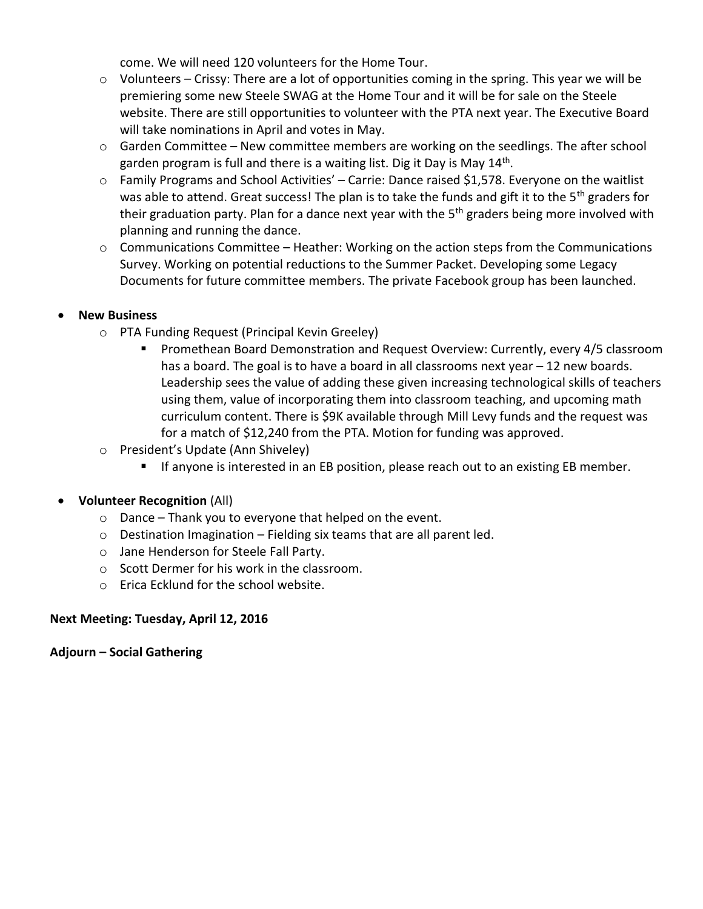come. We will need 120 volunteers for the Home Tour.

- Volunteers – Crissy: There are a lot of opportunities coming in the spring. This year we will be premiering some new Steele SWAG at the Home Tour and it will be for sale on the Steele website. There are still opportunities to volunteer with the PTA next year. The Executive Board will take nominations in April and votes in May.
- Garden Committee – New committee members are working on the seedlings. The after school garden program is full and there is a waiting list. Dig it Day is May 14th.
- Family Programs and School Activities' – Carrie: Dance raised $1,578. Everyone on the waitlist was able to attend. Great success! The plan is to take the funds and gift it to the 5th graders for their graduation party. Plan for a dance next year with the 5th graders being more involved with planning and running the dance.
- Communications Committee – Heather: Working on the action steps from the Communications Survey. Working on potential reductions to the Summer Packet. Developing some Legacy Documents for future committee members. The private Facebook group has been launched.

- **New Business**
  - PTA Funding Request (Principal Kevin Greeley)
    - Promethean Board Demonstration and Request Overview: Currently, every 4/5 classroom has a board. The goal is to have a board in all classrooms next year – 12 new boards. Leadership sees the value of adding these given increasing technological skills of teachers using them, value of incorporating them into classroom teaching, and upcoming math curriculum content. There is $9K available through Mill Levy funds and the request was for a match of $12,240 from the PTA. Motion for funding was approved.
  - President's Update (Ann Shiveley)
    - If anyone is interested in an EB position, please reach out to an existing EB member.

- **Volunteer Recognition** (All)
  - Dance – Thank you to everyone that helped on the event.
  - Destination Imagination – Fielding six teams that are all parent led.
  - Jane Henderson for Steele Fall Party.
  - Scott Dermer for his work in the classroom.
  - Erica Ecklund for the school website.

**Next Meeting: Tuesday, April 12, 2016**

**Adjourn – Social Gathering**